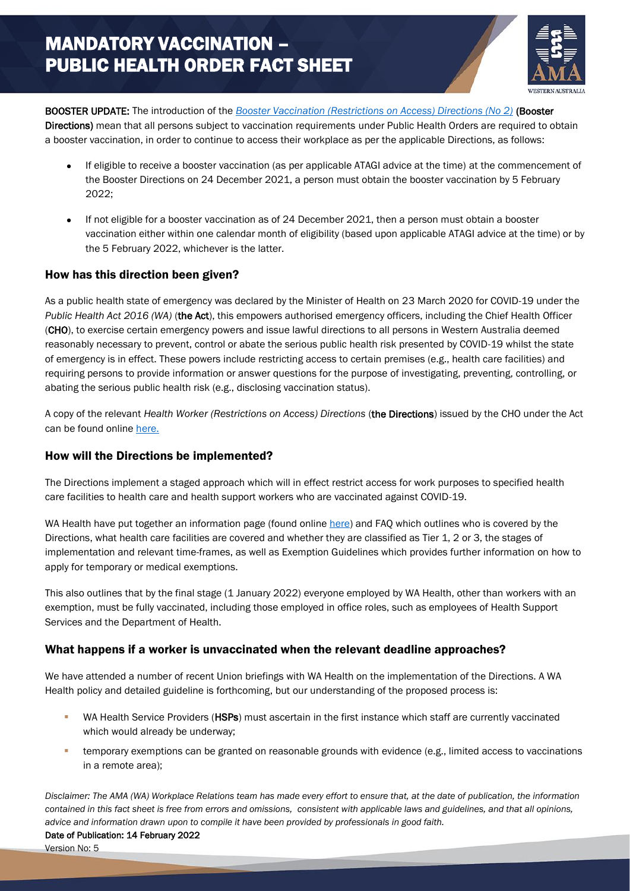# MANDATORY VACCINATION – PUBLIC HEALTH ORDER FACT SHEET

**BOOSTER UPDATE:** The introduction of the *Booster Vaccination (Restrictions on Access) Directions (No 2)* (**Booster Directions**) mean that all persons subject to vaccination requirements under Public Health Orders are required to obtain a booster vaccination, in order to continue to access their workplace as per the applicable Directions, as follows:

- If eligible to receive a booster vaccination (as per applicable ATAGI advice at the time) at the commencement of the Booster Directions on 24 December 2021, a person must obtain the booster vaccination by 5 February 2022;
- If not eligible for a booster vaccination as of 24 December 2021, then a person must obtain a booster vaccination either within one calendar month of eligibility (based upon applicable ATAGI advice at the time) or by the 5 February 2022, whichever is the latter.

## How has this direction been given?

As a public health state of emergency was declared by the Minister of Health on 23 March 2020 for COVID-19 under the *Public Health Act 2016 (WA)* (**the Act**), this empowers authorised emergency officers, including the Chief Health Officer (**CHO**), to exercise certain emergency powers and issue lawful directions to all persons in Western Australia deemed reasonably necessary to prevent, control or abate the serious public health risk presented by COVID-19 whilst the state of emergency is in effect. These powers include restricting access to certain premises (e.g., health care facilities) and requiring persons to provide information or answer questions for the purpose of investigating, preventing, controlling, or abating the serious public health risk (e.g., disclosing vaccination status).

A copy of the relevant *Health Worker (Restrictions on Access) Directions* (**the Directions**) issued by the CHO under the Act can be found online here.

## How will the Directions be implemented?

The Directions implement a staged approach which will in effect restrict access for work purposes to specified health care facilities to health care and health support workers who are vaccinated against COVID-19.

WA Health have put together an information page (found online here) and FAQ which outlines who is covered by the Directions, what health care facilities are covered and whether they are classified as Tier 1, 2 or 3, the stages of implementation and relevant time-frames, as well as Exemption Guidelines which provides further information on how to apply for temporary or medical exemptions.

This also outlines that by the final stage (1 January 2022) everyone employed by WA Health, other than workers with an exemption, must be fully vaccinated, including those employed in office roles, such as employees of Health Support Services and the Department of Health.

## What happens if a worker is unvaccinated when the relevant deadline approaches?

We have attended a number of recent Union briefings with WA Health on the implementation of the Directions. A WA Health policy and detailed guideline is forthcoming, but our understanding of the proposed process is:

- WA Health Service Providers (**HSPs**) must ascertain in the first instance which staff are currently vaccinated which would already be underway;
- temporary exemptions can be granted on reasonable grounds with evidence (e.g., limited access to vaccinations in a remote area);

*Disclaimer: The AMA (WA) Workplace Relations team has made every effort to ensure that, at the date of publication, the information contained in this fact sheet is free from errors and omissions, consistent with applicable laws and guidelines, and that all opinions, advice and information drawn upon to compile it have been provided by professionals in good faith.*

**Date of Publication: 14 February 2022**

Version No: 5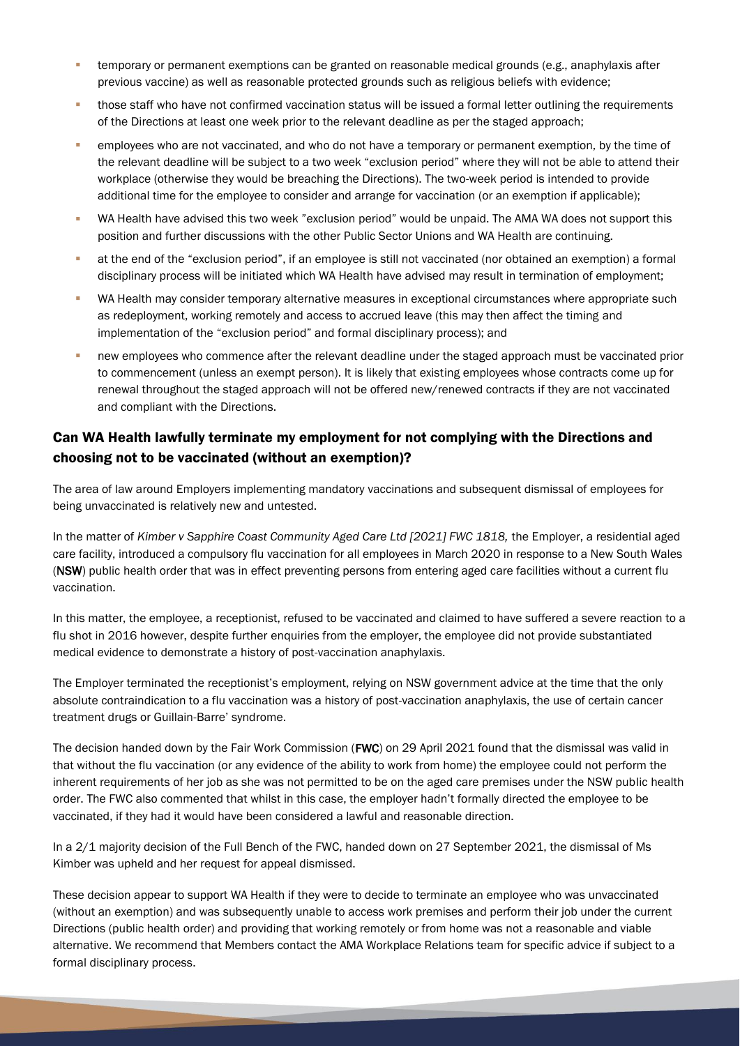- temporary or permanent exemptions can be granted on reasonable medical grounds (e.g., anaphylaxis after previous vaccine) as well as reasonable protected grounds such as religious beliefs with evidence;
- those staff who have not confirmed vaccination status will be issued a formal letter outlining the requirements of the Directions at least one week prior to the relevant deadline as per the staged approach;
- employees who are not vaccinated, and who do not have a temporary or permanent exemption, by the time of the relevant deadline will be subject to a two week "exclusion period" where they will not be able to attend their workplace (otherwise they would be breaching the Directions). The two-week period is intended to provide additional time for the employee to consider and arrange for vaccination (or an exemption if applicable);
- WA Health have advised this two week "exclusion period" would be unpaid. The AMA WA does not support this position and further discussions with the other Public Sector Unions and WA Health are continuing.
- at the end of the "exclusion period", if an employee is still not vaccinated (nor obtained an exemption) a formal disciplinary process will be initiated which WA Health have advised may result in termination of employment;
- WA Health may consider temporary alternative measures in exceptional circumstances where appropriate such as redeployment, working remotely and access to accrued leave (this may then affect the timing and implementation of the "exclusion period" and formal disciplinary process); and
- new employees who commence after the relevant deadline under the staged approach must be vaccinated prior to commencement (unless an exempt person). It is likely that existing employees whose contracts come up for renewal throughout the staged approach will not be offered new/renewed contracts if they are not vaccinated and compliant with the Directions.

## Can WA Health lawfully terminate my employment for not complying with the Directions and choosing not to be vaccinated (without an exemption)?

The area of law around Employers implementing mandatory vaccinations and subsequent dismissal of employees for being unvaccinated is relatively new and untested.

In the matter of *Kimber v Sapphire Coast Community Aged Care Ltd [2021] FWC 1818,* the Employer, a residential aged care facility, introduced a compulsory flu vaccination for all employees in March 2020 in response to a New South Wales (**NSW**) public health order that was in effect preventing persons from entering aged care facilities without a current flu vaccination.

In this matter, the employee, a receptionist, refused to be vaccinated and claimed to have suffered a severe reaction to a flu shot in 2016 however, despite further enquiries from the employer, the employee did not provide substantiated medical evidence to demonstrate a history of post-vaccination anaphylaxis.

The Employer terminated the receptionist's employment, relying on NSW government advice at the time that the only absolute contraindication to a flu vaccination was a history of post-vaccination anaphylaxis, the use of certain cancer treatment drugs or Guillain-Barre' syndrome.

The decision handed down by the Fair Work Commission (**FWC**) on 29 April 2021 found that the dismissal was valid in that without the flu vaccination (or any evidence of the ability to work from home) the employee could not perform the inherent requirements of her job as she was not permitted to be on the aged care premises under the NSW public health order. The FWC also commented that whilst in this case, the employer hadn't formally directed the employee to be vaccinated, if they had it would have been considered a lawful and reasonable direction.

In a 2/1 majority decision of the Full Bench of the FWC, handed down on 27 September 2021, the dismissal of Ms Kimber was upheld and her request for appeal dismissed.

These decision appear to support WA Health if they were to decide to terminate an employee who was unvaccinated (without an exemption) and was subsequently unable to access work premises and perform their job under the current Directions (public health order) and providing that working remotely or from home was not a reasonable and viable alternative. We recommend that Members contact the AMA Workplace Relations team for specific advice if subject to a formal disciplinary process.